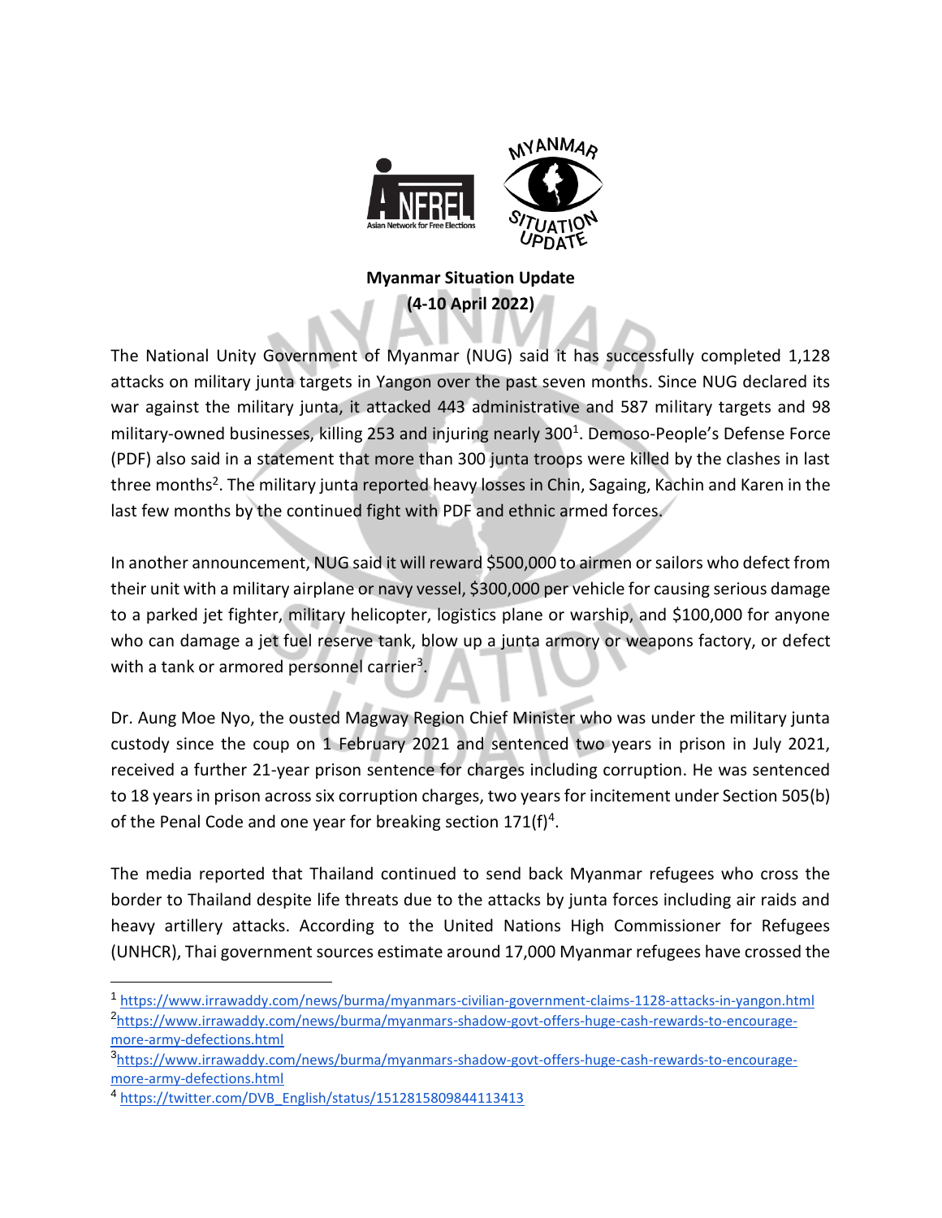**Myanmar Situation Update**
**(4-10 April 2022)**

The National Unity Government of Myanmar (NUG) said it has successfully completed 1,128 attacks on military junta targets in Yangon over the past seven months. Since NUG declared its war against the military junta, it attacked 443 administrative and 587 military targets and 98 military-owned businesses, killing 253 and injuring nearly 300[1]. Demoso-People's Defense Force (PDF) also said in a statement that more than 300 junta troops were killed by the clashes in last three months[2]. The military junta reported heavy losses in Chin, Sagaing, Kachin and Karen in the last few months by the continued fight with PDF and ethnic armed forces.

In another announcement, NUG said it will reward $500,000 to airmen or sailors who defect from their unit with a military airplane or navy vessel, $300,000 per vehicle for causing serious damage to a parked jet fighter, military helicopter, logistics plane or warship, and $100,000 for anyone who can damage a jet fuel reserve tank, blow up a junta armory or weapons factory, or defect with a tank or armored personnel carrier[3].

Dr. Aung Moe Nyo, the ousted Magway Region Chief Minister who was under the military junta custody since the coup on 1 February 2021 and sentenced two years in prison in July 2021, received a further 21-year prison sentence for charges including corruption. He was sentenced to 18 years in prison across six corruption charges, two years for incitement under Section 505(b) of the Penal Code and one year for breaking section 171(f)[4].

The media reported that Thailand continued to send back Myanmar refugees who cross the border to Thailand despite life threats due to the attacks by junta forces including air raids and heavy artillery attacks. According to the United Nations High Commissioner for Refugees (UNHCR), Thai government sources estimate around 17,000 Myanmar refugees have crossed the

---

[1] https://www.irrawaddy.com/news/burma/myanmars-civilian-government-claims-1128-attacks-in-yangon.html

[2] https://www.irrawaddy.com/news/burma/myanmars-shadow-govt-offers-huge-cash-rewards-to-encourage-more-army-defections.html

[3] https://www.irrawaddy.com/news/burma/myanmars-shadow-govt-offers-huge-cash-rewards-to-encourage-more-army-defections.html

[4] https://twitter.com/DVB_English/status/1512815809844113413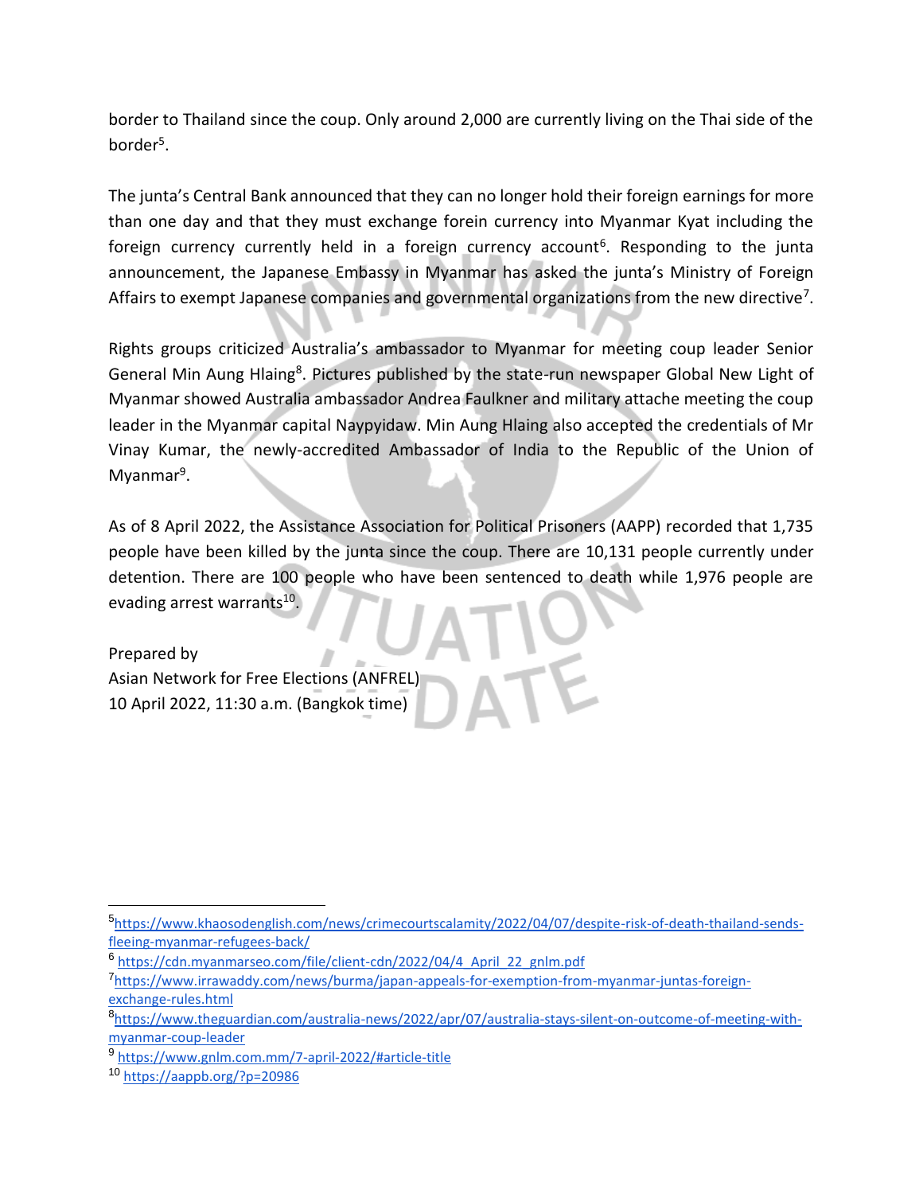border to Thailand since the coup. Only around 2,000 are currently living on the Thai side of the border[5].

The junta's Central Bank announced that they can no longer hold their foreign earnings for more than one day and that they must exchange forein currency into Myanmar Kyat including the foreign currency currently held in a foreign currency account[6]. Responding to the junta announcement, the Japanese Embassy in Myanmar has asked the junta's Ministry of Foreign Affairs to exempt Japanese companies and governmental organizations from the new directive[7].

Rights groups criticized Australia's ambassador to Myanmar for meeting coup leader Senior General Min Aung Hlaing[8]. Pictures published by the state-run newspaper Global New Light of Myanmar showed Australia ambassador Andrea Faulkner and military attache meeting the coup leader in the Myanmar capital Naypyidaw. Min Aung Hlaing also accepted the credentials of Mr Vinay Kumar, the newly-accredited Ambassador of India to the Republic of the Union of Myanmar[9].

As of 8 April 2022, the Assistance Association for Political Prisoners (AAPP) recorded that 1,735 people have been killed by the junta since the coup. There are 10,131 people currently under detention. There are 100 people who have been sentenced to death while 1,976 people are evading arrest warrants[10].

Prepared by
Asian Network for Free Elections (ANFREL)
10 April 2022, 11:30 a.m. (Bangkok time)

---

[5] https://www.khaosodenglish.com/news/crimecourtscalamity/2022/04/07/despite-risk-of-death-thailand-sends-fleeing-myanmar-refugees-back/

[6] https://cdn.myanmarseo.com/file/client-cdn/2022/04/4_April_22_gnlm.pdf

[7] https://www.irrawaddy.com/news/burma/japan-appeals-for-exemption-from-myanmar-juntas-foreign-exchange-rules.html

[8] https://www.theguardian.com/australia-news/2022/apr/07/australia-stays-silent-on-outcome-of-meeting-with-myanmar-coup-leader

[9] https://www.gnlm.com.mm/7-april-2022/#article-title

[10] https://aappb.org/?p=20986